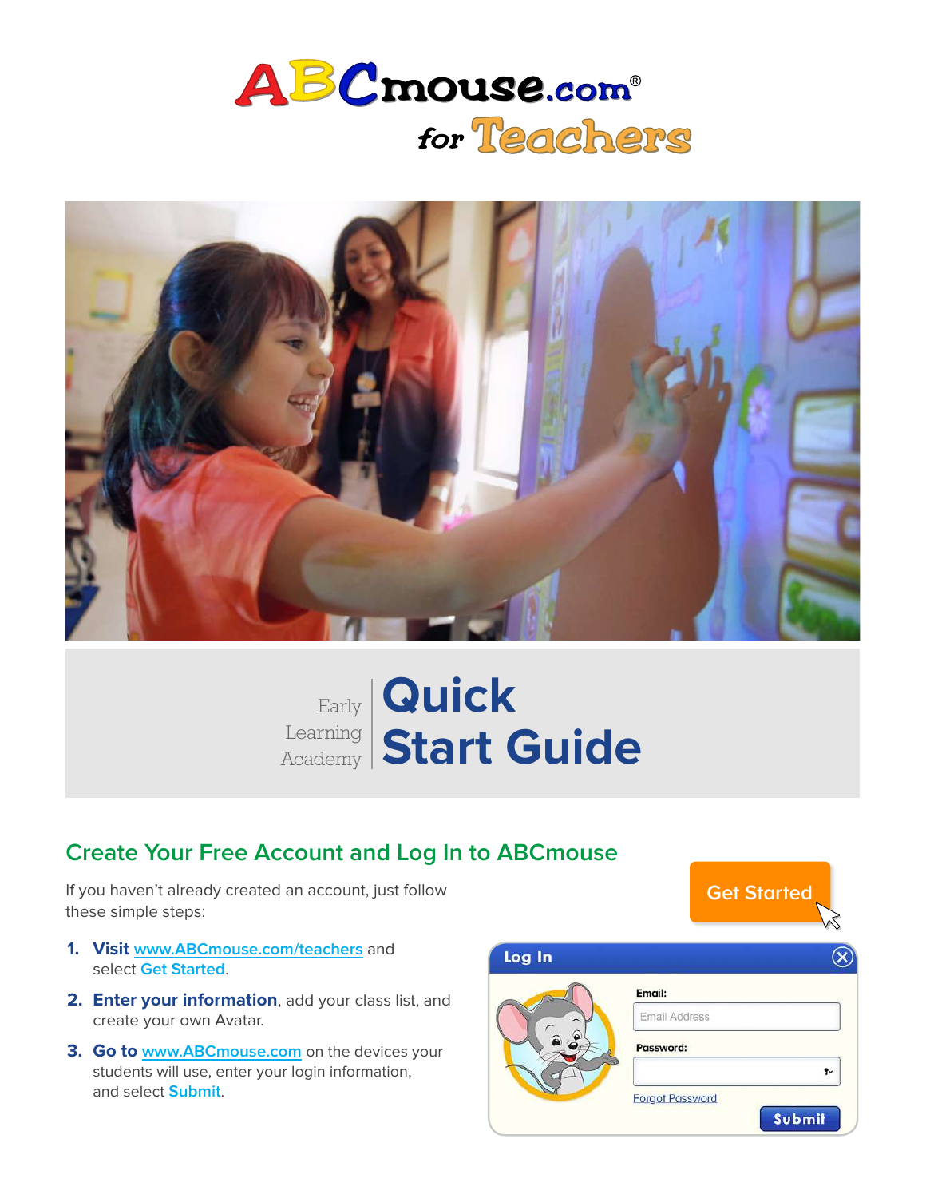# ABCmouse.com® for Teachers

Early Learning Academy

# Quick Start Guide

## Create Your Free Account and Log In to ABCmouse

If you haven't already created an account, just follow these simple steps:

1. **Visit** www.ABCmouse.com/teachers and select Get Started.
2. **Enter your information**, add your class list, and create your own Avatar.
3. **Go to** www.ABCmouse.com on the devices your students will use, enter your login information, and select Submit.

Get Started

Log In

Email:

Email Address

Password:

Forgot Password

Submit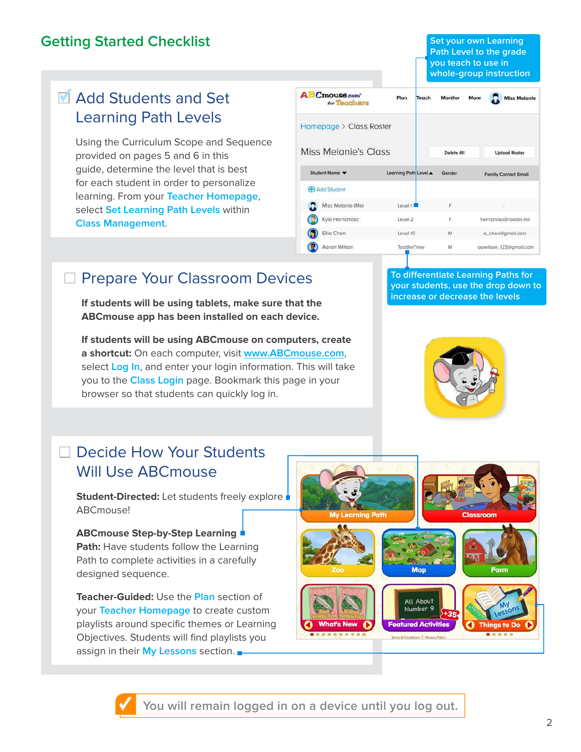# Getting Started Checklist

## ☑ Add Students and Set Learning Path Levels

Using the Curriculum Scope and Sequence provided on pages 5 and 6 in this guide, determine the level that is best for each student in order to personalize learning. From your Teacher Homepage, select Set Learning Path Levels within Class Management.

Set your own Learning Path Level to the grade you teach to use in whole-group instruction

To differentiate Learning Paths for your students, use the drop down to increase or decrease the levels

## ☐ Prepare Your Classroom Devices

**If students will be using tablets, make sure that the ABCmouse app has been installed on each device.**

**If students will be using ABCmouse on computers, create a shortcut:** On each computer, visit www.ABCmouse.com, select Log In, and enter your login information. This will take you to the Class Login page. Bookmark this page in your browser so that students can quickly log in.

## ☐ Decide How Your Students Will Use ABCmouse

**Student-Directed:** Let students freely explore ABCmouse!

**ABCmouse Step-by-Step Learning Path:** Have students follow the Learning Path to complete activities in a carefully designed sequence.

**Teacher-Guided:** Use the Plan section of your Teacher Homepage to create custom playlists around specific themes or Learning Objectives. Students will find playlists you assign in their My Lessons section.

✓ You will remain logged in on a device until you log out.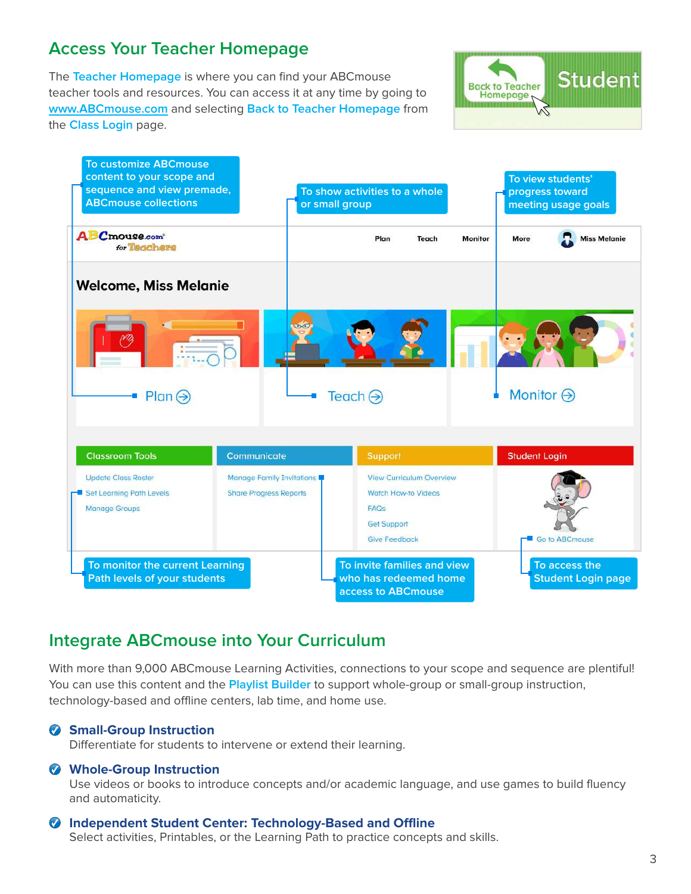## Access Your Teacher Homepage

The Teacher Homepage is where you can find your ABCmouse teacher tools and resources. You can access it at any time by going to www.ABCmouse.com and selecting Back to Teacher Homepage from the Class Login page.

Back to Teacher Homepage

Student

To customize ABCmouse content to your scope and sequence and view premade, ABCmouse collections

To show activities to a whole or small group

To view students' progress toward meeting usage goals

ABCmouse.com for Teachers

Plan Teach Monitor More Miss Melanie

Welcome, Miss Melanie

Plan

Teach

Monitor

Classroom Tools
- Update Class Roster
- Set Learning Path Levels
- Manage Groups

Communicate
- Manage Family Invitations
- Share Progress Reports

Support
- View Curriculum Overview
- Watch How-to Videos
- FAQs
- Get Support
- Give Feedback

Student Login
- Go to ABCmouse

To monitor the current Learning Path levels of your students

To invite families and view who has redeemed home access to ABCmouse

To access the Student Login page

## Integrate ABCmouse into Your Curriculum

With more than 9,000 ABCmouse Learning Activities, connections to your scope and sequence are plentiful! You can use this content and the Playlist Builder to support whole-group or small-group instruction, technology-based and offline centers, lab time, and home use.

- **Small-Group Instruction**
  Differentiate for students to intervene or extend their learning.
- **Whole-Group Instruction**
  Use videos or books to introduce concepts and/or academic language, and use games to build fluency and automaticity.
- **Independent Student Center: Technology-Based and Offline**
  Select activities, Printables, or the Learning Path to practice concepts and skills.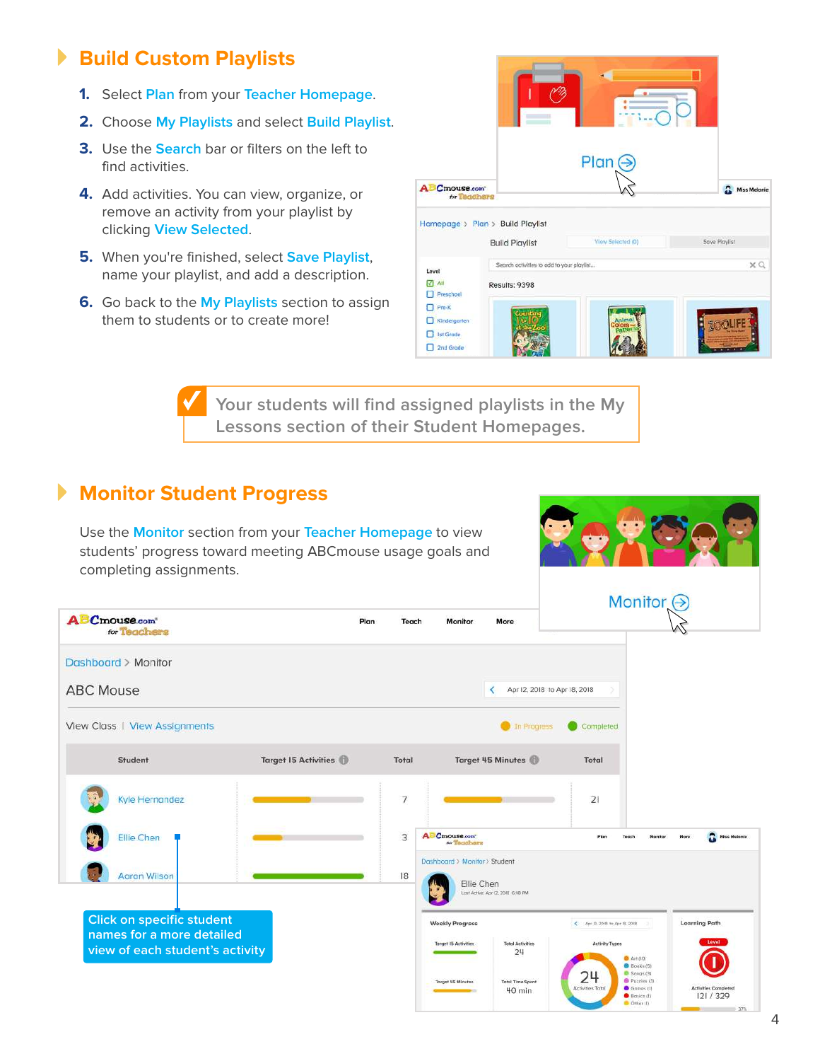## Build Custom Playlists

1. Select Plan from your Teacher Homepage.
2. Choose My Playlists and select Build Playlist.
3. Use the Search bar or filters on the left to find activities.
4. Add activities. You can view, organize, or remove an activity from your playlist by clicking View Selected.
5. When you're finished, select Save Playlist, name your playlist, and add a description.
6. Go back to the My Playlists section to assign them to students or to create more!

Your students will find assigned playlists in the My Lessons section of their Student Homepages.

## Monitor Student Progress

Use the Monitor section from your Teacher Homepage to view students' progress toward meeting ABCmouse usage goals and completing assignments.

Click on specific student names for a more detailed view of each student's activity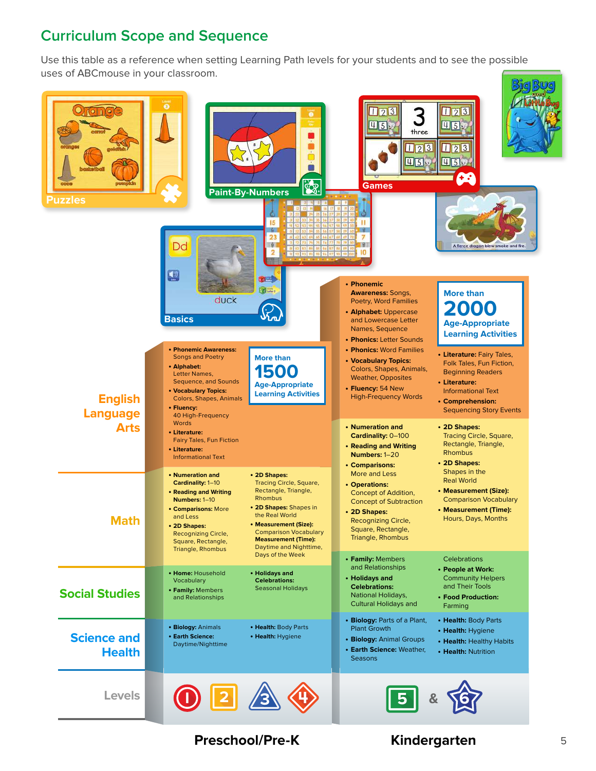## Curriculum Scope and Sequence

Use this table as a reference when setting Learning Path levels for your students and to see the possible uses of ABCmouse in your classroom.

| | Preschool/Pre-K (Levels 1, 2, 3, 4) | Kindergarten (Levels 5 & 6) |
|---|---|---|
| | More than **1500** Age-Appropriate Learning Activities | More than **2000** Age-Appropriate Learning Activities |
| **English Language Arts** | • **Phonemic Awareness:** Songs and Poetry<br>• **Alphabet:** Letter Names, Sequence, and Sounds<br>• **Vocabulary Topics:** Colors, Shapes, Animals<br>• **Fluency:** 40 High-Frequency Words<br>• **Literature:** Fairy Tales, Fun Fiction<br>• **Literature:** Informational Text | • **Phonemic Awareness:** Songs, Poetry, Word Families<br>• **Alphabet:** Uppercase and Lowercase Letter Names, Sequence<br>• **Phonics:** Letter Sounds<br>• **Phonics:** Word Families<br>• **Vocabulary Topics:** Colors, Shapes, Animals, Weather, Opposites<br>• **Fluency:** 54 New High-Frequency Words<br>• **Literature:** Fairy Tales, Folk Tales, Fun Fiction, Beginning Readers<br>• **Literature:** Informational Text<br>• **Comprehension:** Sequencing Story Events |
| **Math** | • **Numeration and Cardinality:** 1–10<br>• **Reading and Writing Numbers:** 1–10<br>• **Comparisons:** More and Less<br>• **2D Shapes:** Recognizing Circle, Square, Rectangle, Triangle, Rhombus<br>• **2D Shapes:** Tracing Circle, Square, Rectangle, Triangle, Rhombus<br>• **2D Shapes:** Shapes in the Real World<br>• **Measurement (Size):** Comparison Vocabulary<br>**Measurement (Time):** Daytime and Nighttime, Days of the Week | • **Numeration and Cardinality:** 0–100<br>• **Reading and Writing Numbers:** 1–20<br>• **Comparisons:** More and Less<br>• **Operations:** Concept of Addition, Concept of Subtraction<br>• **2D Shapes:** Recognizing Circle, Square, Rectangle, Triangle, Rhombus<br>• **2D Shapes:** Tracing Circle, Square, Rectangle, Triangle, Rhombus<br>• **2D Shapes:** Shapes in the Real World<br>• **Measurement (Size):** Comparison Vocabulary<br>• **Measurement (Time):** Hours, Days, Months |
| **Social Studies** | • **Home:** Household Vocabulary<br>• **Family:** Members and Relationships<br>• **Holidays and Celebrations:** Seasonal Holidays | • **Family:** Members and Relationships<br>• **Holidays and Celebrations:** National Holidays, Cultural Holidays and Celebrations<br>• **People at Work:** Community Helpers and Their Tools<br>• **Food Production:** Farming |
| **Science and Health** | • **Biology:** Animals<br>• **Earth Science:** Daytime/Nighttime<br>• **Health:** Body Parts<br>• **Health:** Hygiene | • **Biology:** Parts of a Plant, Plant Growth<br>• **Biology:** Animal Groups<br>• **Earth Science:** Weather, Seasons<br>• **Health:** Body Parts<br>• **Health:** Hygiene<br>• **Health:** Healthy Habits<br>• **Health:** Nutrition |
| **Levels** | 1, 2, 3, 4 | 5 & 6 |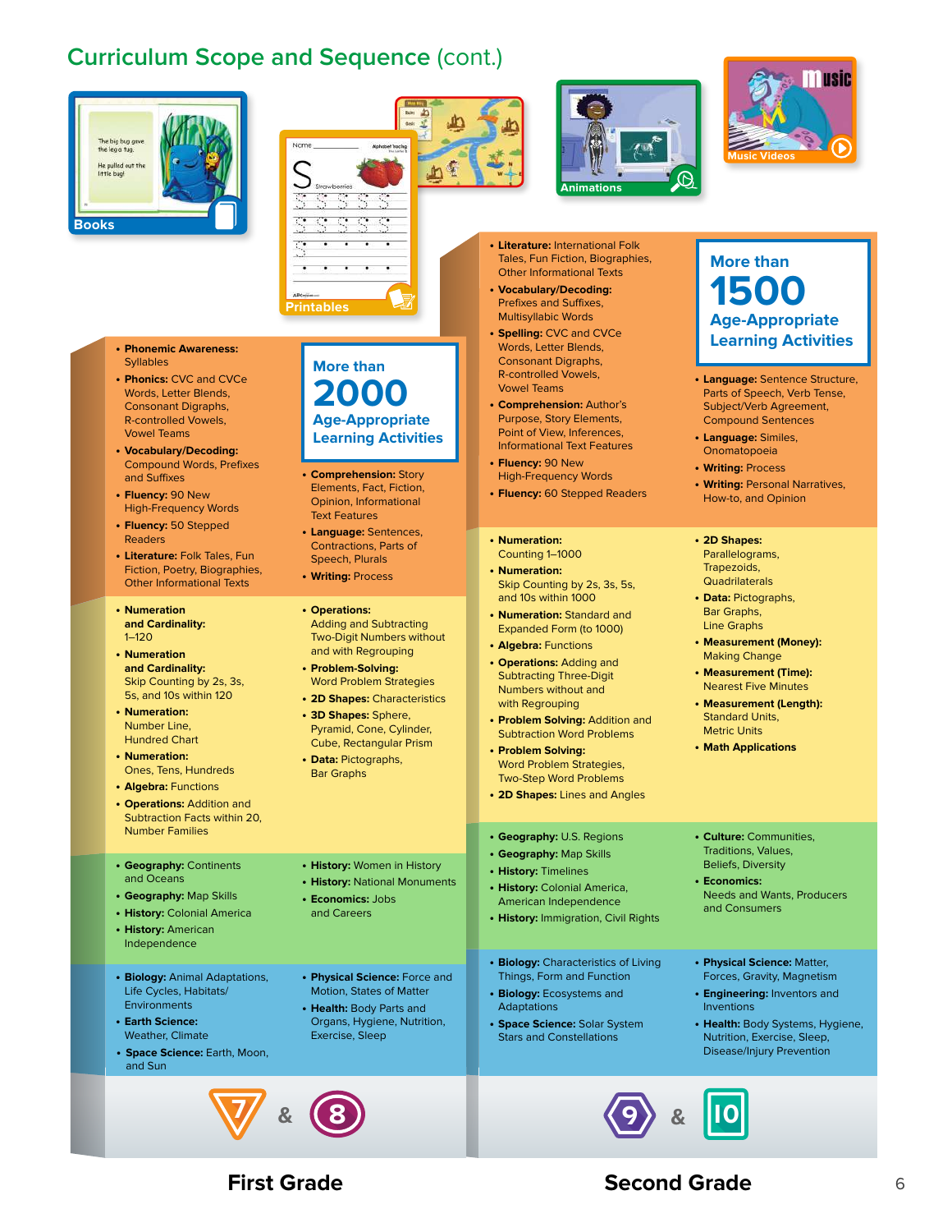# Curriculum Scope and Sequence (cont.)

Books

Printables

Animations

Music Videos

## First Grade

7 & 8

**More than 2000 Age-Appropriate Learning Activities**

- **Phonemic Awareness:** Syllables
- **Phonics:** CVC and CVCe Words, Letter Blends, Consonant Digraphs, R-controlled Vowels, Vowel Teams
- **Vocabulary/Decoding:** Compound Words, Prefixes and Suffixes
- **Fluency:** 90 New High-Frequency Words
- **Fluency:** 50 Stepped Readers
- **Literature:** Folk Tales, Fun Fiction, Poetry, Biographies, Other Informational Texts
- **Comprehension:** Story Elements, Fact, Fiction, Opinion, Informational Text Features
- **Language:** Sentences, Contractions, Parts of Speech, Plurals
- **Writing:** Process

- **Numeration and Cardinality:** 1–120
- **Numeration and Cardinality:** Skip Counting by 2s, 3s, 5s, and 10s within 120
- **Numeration:** Number Line, Hundred Chart
- **Numeration:** Ones, Tens, Hundreds
- **Algebra:** Functions
- **Operations:** Addition and Subtraction Facts within 20, Number Families
- **Operations:** Adding and Subtracting Two-Digit Numbers without and with Regrouping
- **Problem-Solving:** Word Problem Strategies
- **2D Shapes:** Characteristics
- **3D Shapes:** Sphere, Pyramid, Cone, Cylinder, Cube, Rectangular Prism
- **Data:** Pictographs, Bar Graphs

- **Geography:** Continents and Oceans
- **Geography:** Map Skills
- **History:** Colonial America
- **History:** American Independence
- **History:** Women in History
- **History:** National Monuments
- **Economics:** Jobs and Careers

- **Biology:** Animal Adaptations, Life Cycles, Habitats/Environments
- **Earth Science:** Weather, Climate
- **Space Science:** Earth, Moon, and Sun
- **Physical Science:** Force and Motion, States of Matter
- **Health:** Body Parts and Organs, Hygiene, Nutrition, Exercise, Sleep

## Second Grade

9 & 10

**More than 1500 Age-Appropriate Learning Activities**

- **Literature:** International Folk Tales, Fun Fiction, Biographies, Other Informational Texts
- **Vocabulary/Decoding:** Prefixes and Suffixes, Multisyllabic Words
- **Spelling:** CVC and CVCe Words, Letter Blends, Consonant Digraphs, R-controlled Vowels, Vowel Teams
- **Comprehension:** Author's Purpose, Story Elements, Point of View, Inferences, Informational Text Features
- **Fluency:** 90 New High-Frequency Words
- **Fluency:** 60 Stepped Readers
- **Language:** Sentence Structure, Parts of Speech, Verb Tense, Subject/Verb Agreement, Compound Sentences
- **Language:** Similes, Onomatopoeia
- **Writing:** Process
- **Writing:** Personal Narratives, How-to, and Opinion

- **Numeration:** Counting 1–1000
- **Numeration:** Skip Counting by 2s, 3s, 5s, and 10s within 1000
- **Numeration:** Standard and Expanded Form (to 1000)
- **Algebra:** Functions
- **Operations:** Adding and Subtracting Three-Digit Numbers without and with Regrouping
- **Problem Solving:** Addition and Subtraction Word Problems
- **Problem Solving:** Word Problem Strategies, Two-Step Word Problems
- **2D Shapes:** Lines and Angles
- **2D Shapes:** Parallelograms, Trapezoids, Quadrilaterals
- **Data:** Pictographs, Bar Graphs, Line Graphs
- **Measurement (Money):** Making Change
- **Measurement (Time):** Nearest Five Minutes
- **Measurement (Length):** Standard Units, Metric Units
- **Math Applications**

- **Geography:** U.S. Regions
- **Geography:** Map Skills
- **History:** Timelines
- **History:** Colonial America, American Independence
- **History:** Immigration, Civil Rights
- **Culture:** Communities, Traditions, Values, Beliefs, Diversity
- **Economics:** Needs and Wants, Producers and Consumers

- **Biology:** Characteristics of Living Things, Form and Function
- **Biology:** Ecosystems and Adaptations
- **Space Science:** Solar System Stars and Constellations
- **Physical Science:** Matter, Forces, Gravity, Magnetism
- **Engineering:** Inventors and Inventions
- **Health:** Body Systems, Hygiene, Nutrition, Exercise, Sleep, Disease/Injury Prevention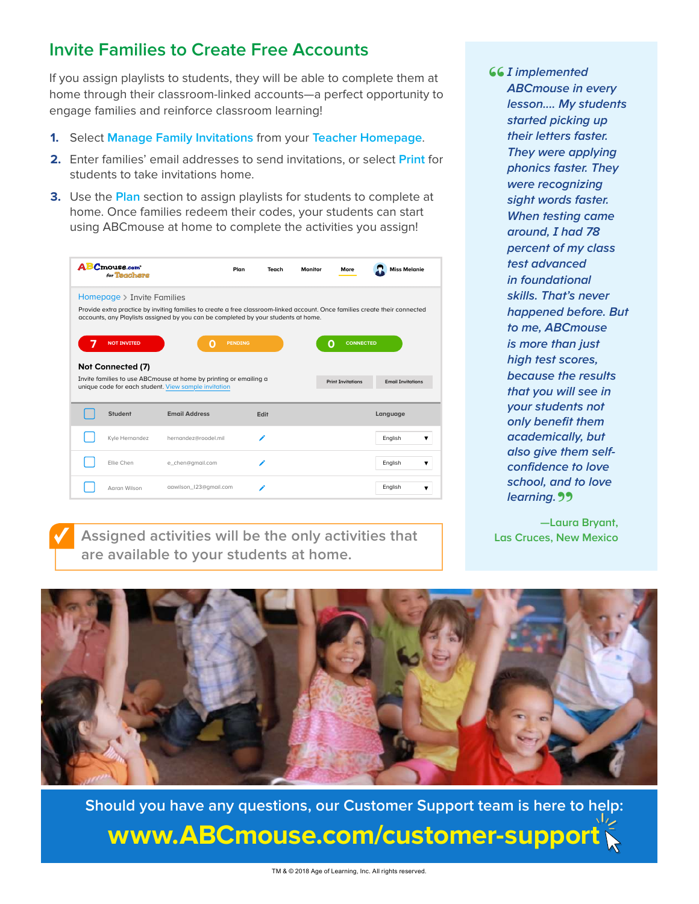## Invite Families to Create Free Accounts

If you assign playlists to students, they will be able to complete them at home through their classroom-linked accounts—a perfect opportunity to engage families and reinforce classroom learning!

1. Select Manage Family Invitations from your Teacher Homepage.
2. Enter families' email addresses to send invitations, or select Print for students to take invitations home.
3. Use the Plan section to assign playlists for students to complete at home. Once families redeem their codes, your students can start using ABCmouse at home to complete the activities you assign!

ABCmouse.com for Teachers — Plan | Teach | Monitor | More | Miss Melanie

Homepage > Invite Families

Provide extra practice by inviting families to create a free classroom-linked account. Once families create their connected accounts, any Playlists assigned by you can be completed by your students at home.

7 NOT INVITED | 0 PENDING | 0 CONNECTED

**Not Connected (7)**

Invite families to use ABCmouse at home by printing or emailing a unique code for each student. View sample invitation

Print Invitations | Email Invitations

| | Student | Email Address | Edit | Language |
|---|---|---|---|---|
| ☐ | Kyle Hernandez | hernandez@roodel.mil | ✎ | English |
| ☐ | Ellie Chen | e_chen@gmail.com | ✎ | English |
| ☐ | Aaron Wilson | aawilson_123@gmail.com | ✎ | English |

✓ Assigned activities will be the only activities that are available to your students at home.

> *"I implemented ABCmouse in every lesson.... My students started picking up their letters faster. They were applying phonics faster. They were recognizing sight words faster. When testing came around, I had 78 percent of my class test advanced in foundational skills. That's never happened before. But to me, ABCmouse is more than just high test scores, because the results that you will see in your students not only benefit them academically, but also give them self-confidence to love school, and to love learning."*
>
> —Laura Bryant, Las Cruces, New Mexico

Should you have any questions, our Customer Support team is here to help:

**www.ABCmouse.com/customer-support**

TM & © 2018 Age of Learning, Inc. All rights reserved.